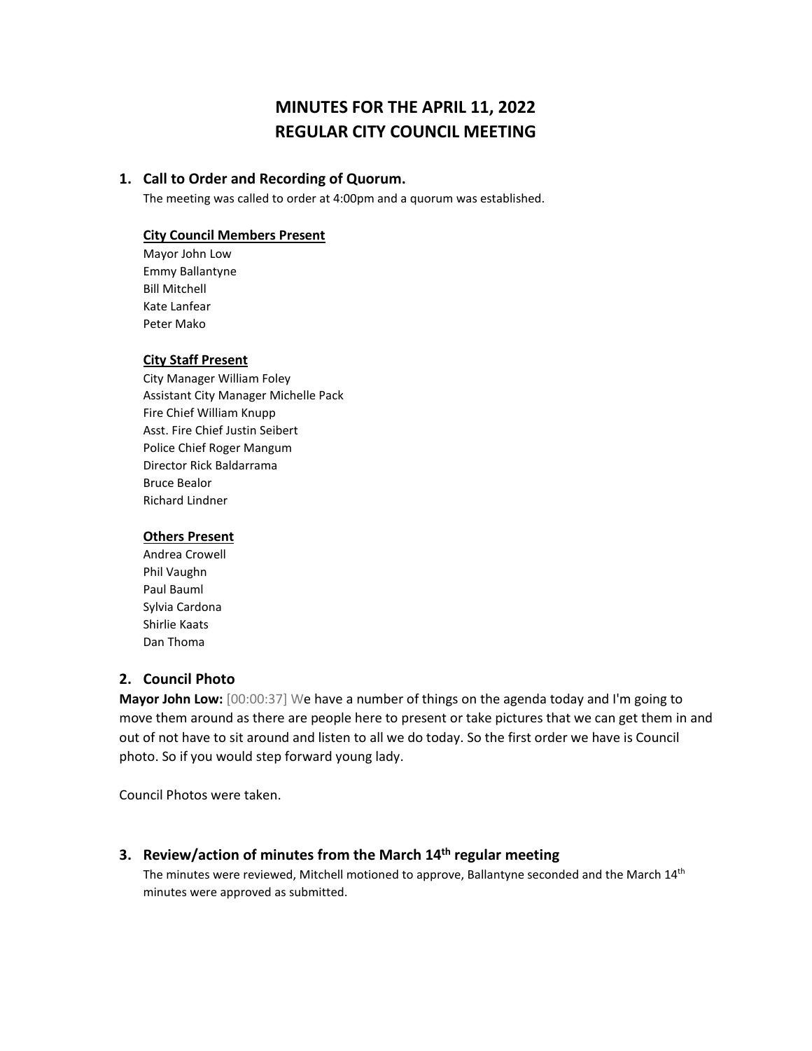# MINUTES FOR THE APRIL 11, 2022
# REGULAR CITY COUNCIL MEETING

## 1. Call to Order and Recording of Quorum.

The meeting was called to order at 4:00pm and a quorum was established.

### City Council Members Present

Mayor John Low
Emmy Ballantyne
Bill Mitchell
Kate Lanfear
Peter Mako

### City Staff Present

City Manager William Foley
Assistant City Manager Michelle Pack
Fire Chief William Knupp
Asst. Fire Chief Justin Seibert
Police Chief Roger Mangum
Director Rick Baldarrama
Bruce Bealor
Richard Lindner

### Others Present

Andrea Crowell
Phil Vaughn
Paul Bauml
Sylvia Cardona
Shirlie Kaats
Dan Thoma

## 2. Council Photo

**Mayor John Low:** [00:00:37] We have a number of things on the agenda today and I'm going to move them around as there are people here to present or take pictures that we can get them in and out of not have to sit around and listen to all we do today. So the first order we have is Council photo. So if you would step forward young lady.

Council Photos were taken.

## 3. Review/action of minutes from the March 14th regular meeting

The minutes were reviewed, Mitchell motioned to approve, Ballantyne seconded and the March 14th minutes were approved as submitted.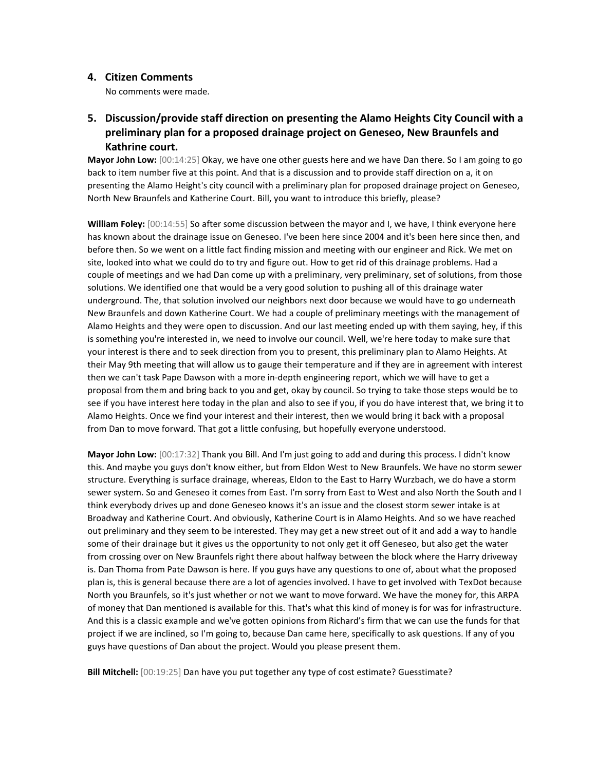## 4. Citizen Comments

No comments were made.

## 5. Discussion/provide staff direction on presenting the Alamo Heights City Council with a preliminary plan for a proposed drainage project on Geneseo, New Braunfels and Kathrine court.

**Mayor John Low:** [00:14:25] Okay, we have one other guests here and we have Dan there. So I am going to go back to item number five at this point. And that is a discussion and to provide staff direction on a, it on presenting the Alamo Height's city council with a preliminary plan for proposed drainage project on Geneseo, North New Braunfels and Katherine Court. Bill, you want to introduce this briefly, please?

**William Foley:** [00:14:55] So after some discussion between the mayor and I, we have, I think everyone here has known about the drainage issue on Geneseo. I've been here since 2004 and it's been here since then, and before then. So we went on a little fact finding mission and meeting with our engineer and Rick. We met on site, looked into what we could do to try and figure out. How to get rid of this drainage problems. Had a couple of meetings and we had Dan come up with a preliminary, very preliminary, set of solutions, from those solutions. We identified one that would be a very good solution to pushing all of this drainage water underground. The, that solution involved our neighbors next door because we would have to go underneath New Braunfels and down Katherine Court. We had a couple of preliminary meetings with the management of Alamo Heights and they were open to discussion. And our last meeting ended up with them saying, hey, if this is something you're interested in, we need to involve our council. Well, we're here today to make sure that your interest is there and to seek direction from you to present, this preliminary plan to Alamo Heights. At their May 9th meeting that will allow us to gauge their temperature and if they are in agreement with interest then we can't task Pape Dawson with a more in-depth engineering report, which we will have to get a proposal from them and bring back to you and get, okay by council. So trying to take those steps would be to see if you have interest here today in the plan and also to see if you, if you do have interest that, we bring it to Alamo Heights. Once we find your interest and their interest, then we would bring it back with a proposal from Dan to move forward. That got a little confusing, but hopefully everyone understood.

**Mayor John Low:** [00:17:32] Thank you Bill. And I'm just going to add and during this process. I didn't know this. And maybe you guys don't know either, but from Eldon West to New Braunfels. We have no storm sewer structure. Everything is surface drainage, whereas, Eldon to the East to Harry Wurzbach, we do have a storm sewer system. So and Geneseo it comes from East. I'm sorry from East to West and also North the South and I think everybody drives up and done Geneseo knows it's an issue and the closest storm sewer intake is at Broadway and Katherine Court. And obviously, Katherine Court is in Alamo Heights. And so we have reached out preliminary and they seem to be interested. They may get a new street out of it and add a way to handle some of their drainage but it gives us the opportunity to not only get it off Geneseo, but also get the water from crossing over on New Braunfels right there about halfway between the block where the Harry driveway is. Dan Thoma from Pate Dawson is here. If you guys have any questions to one of, about what the proposed plan is, this is general because there are a lot of agencies involved. I have to get involved with TexDot because North you Braunfels, so it's just whether or not we want to move forward. We have the money for, this ARPA of money that Dan mentioned is available for this. That's what this kind of money is for was for infrastructure. And this is a classic example and we've gotten opinions from Richard's firm that we can use the funds for that project if we are inclined, so I'm going to, because Dan came here, specifically to ask questions. If any of you guys have questions of Dan about the project. Would you please present them.

**Bill Mitchell:** [00:19:25] Dan have you put together any type of cost estimate? Guesstimate?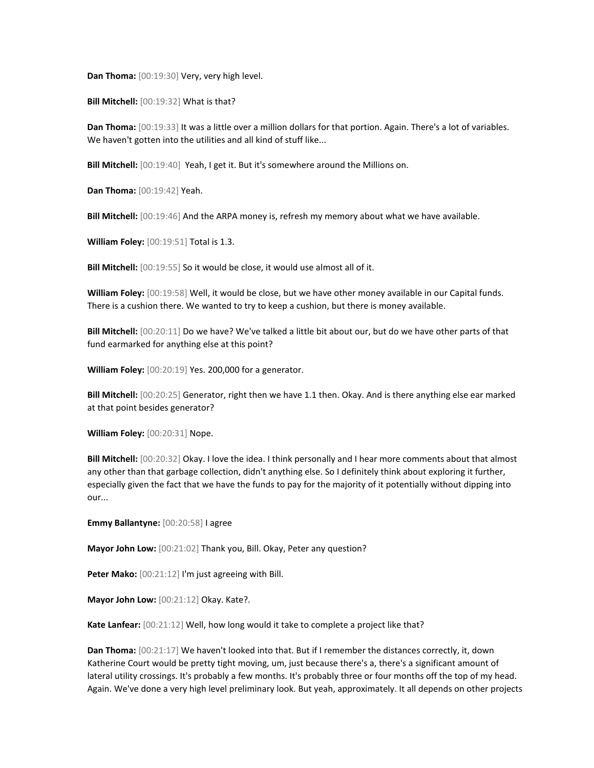**Dan Thoma:** [00:19:30] Very, very high level.

**Bill Mitchell:** [00:19:32] What is that?

**Dan Thoma:** [00:19:33] It was a little over a million dollars for that portion. Again. There's a lot of variables. We haven't gotten into the utilities and all kind of stuff like...

**Bill Mitchell:** [00:19:40] Yeah, I get it. But it's somewhere around the Millions on.

**Dan Thoma:** [00:19:42] Yeah.

**Bill Mitchell:** [00:19:46] And the ARPA money is, refresh my memory about what we have available.

**William Foley:** [00:19:51] Total is 1.3.

**Bill Mitchell:** [00:19:55] So it would be close, it would use almost all of it.

**William Foley:** [00:19:58] Well, it would be close, but we have other money available in our Capital funds. There is a cushion there. We wanted to try to keep a cushion, but there is money available.

**Bill Mitchell:** [00:20:11] Do we have? We've talked a little bit about our, but do we have other parts of that fund earmarked for anything else at this point?

**William Foley:** [00:20:19] Yes. 200,000 for a generator.

**Bill Mitchell:** [00:20:25] Generator, right then we have 1.1 then. Okay. And is there anything else ear marked at that point besides generator?

**William Foley:** [00:20:31] Nope.

**Bill Mitchell:** [00:20:32] Okay. I love the idea. I think personally and I hear more comments about that almost any other than that garbage collection, didn't anything else. So I definitely think about exploring it further, especially given the fact that we have the funds to pay for the majority of it potentially without dipping into our...

**Emmy Ballantyne:** [00:20:58] I agree

**Mayor John Low:** [00:21:02] Thank you, Bill. Okay, Peter any question?

**Peter Mako:** [00:21:12] I'm just agreeing with Bill.

**Mayor John Low:** [00:21:12] Okay. Kate?.

**Kate Lanfear:** [00:21:12] Well, how long would it take to complete a project like that?

**Dan Thoma:** [00:21:17] We haven't looked into that. But if I remember the distances correctly, it, down Katherine Court would be pretty tight moving, um, just because there's a, there's a significant amount of lateral utility crossings. It's probably a few months. It's probably three or four months off the top of my head. Again. We've done a very high level preliminary look. But yeah, approximately. It all depends on other projects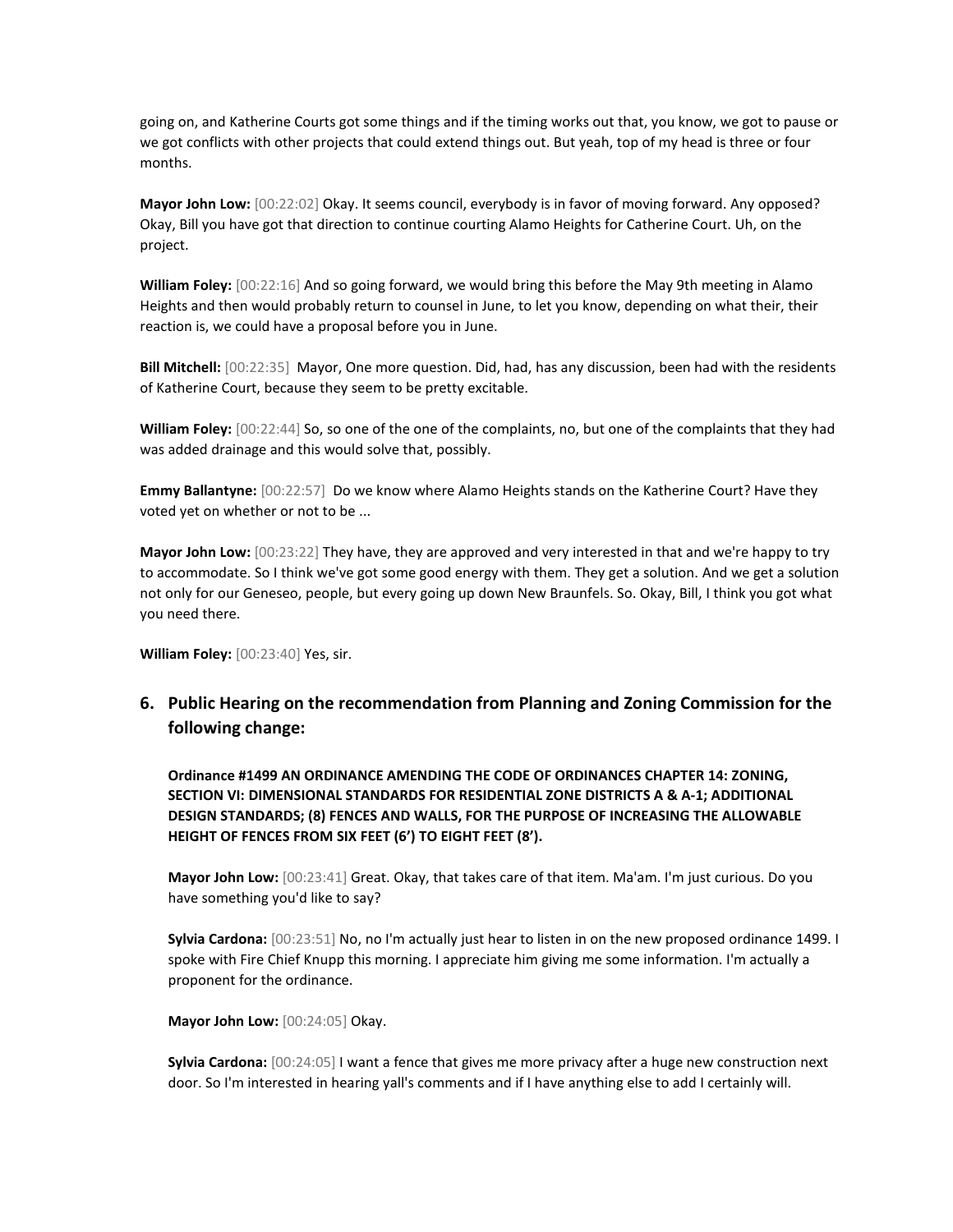going on, and Katherine Courts got some things and if the timing works out that, you know, we got to pause or we got conflicts with other projects that could extend things out. But yeah, top of my head is three or four months.

**Mayor John Low:** [00:22:02] Okay. It seems council, everybody is in favor of moving forward. Any opposed? Okay, Bill you have got that direction to continue courting Alamo Heights for Catherine Court. Uh, on the project.

**William Foley:** [00:22:16] And so going forward, we would bring this before the May 9th meeting in Alamo Heights and then would probably return to counsel in June, to let you know, depending on what their, their reaction is, we could have a proposal before you in June.

**Bill Mitchell:** [00:22:35] Mayor, One more question. Did, had, has any discussion, been had with the residents of Katherine Court, because they seem to be pretty excitable.

**William Foley:** [00:22:44] So, so one of the one of the complaints, no, but one of the complaints that they had was added drainage and this would solve that, possibly.

**Emmy Ballantyne:** [00:22:57] Do we know where Alamo Heights stands on the Katherine Court? Have they voted yet on whether or not to be ...

**Mayor John Low:** [00:23:22] They have, they are approved and very interested in that and we're happy to try to accommodate. So I think we've got some good energy with them. They get a solution. And we get a solution not only for our Geneseo, people, but every going up down New Braunfels. So. Okay, Bill, I think you got what you need there.

**William Foley:** [00:23:40] Yes, sir.

## 6. Public Hearing on the recommendation from Planning and Zoning Commission for the following change:

**Ordinance #1499 AN ORDINANCE AMENDING THE CODE OF ORDINANCES CHAPTER 14: ZONING, SECTION VI: DIMENSIONAL STANDARDS FOR RESIDENTIAL ZONE DISTRICTS A & A-1; ADDITIONAL DESIGN STANDARDS; (8) FENCES AND WALLS, FOR THE PURPOSE OF INCREASING THE ALLOWABLE HEIGHT OF FENCES FROM SIX FEET (6') TO EIGHT FEET (8').**

**Mayor John Low:** [00:23:41] Great. Okay, that takes care of that item. Ma'am. I'm just curious. Do you have something you'd like to say?

**Sylvia Cardona:** [00:23:51] No, no I'm actually just hear to listen in on the new proposed ordinance 1499. I spoke with Fire Chief Knupp this morning. I appreciate him giving me some information. I'm actually a proponent for the ordinance.

**Mayor John Low:** [00:24:05] Okay.

**Sylvia Cardona:** [00:24:05] I want a fence that gives me more privacy after a huge new construction next door. So I'm interested in hearing yall's comments and if I have anything else to add I certainly will.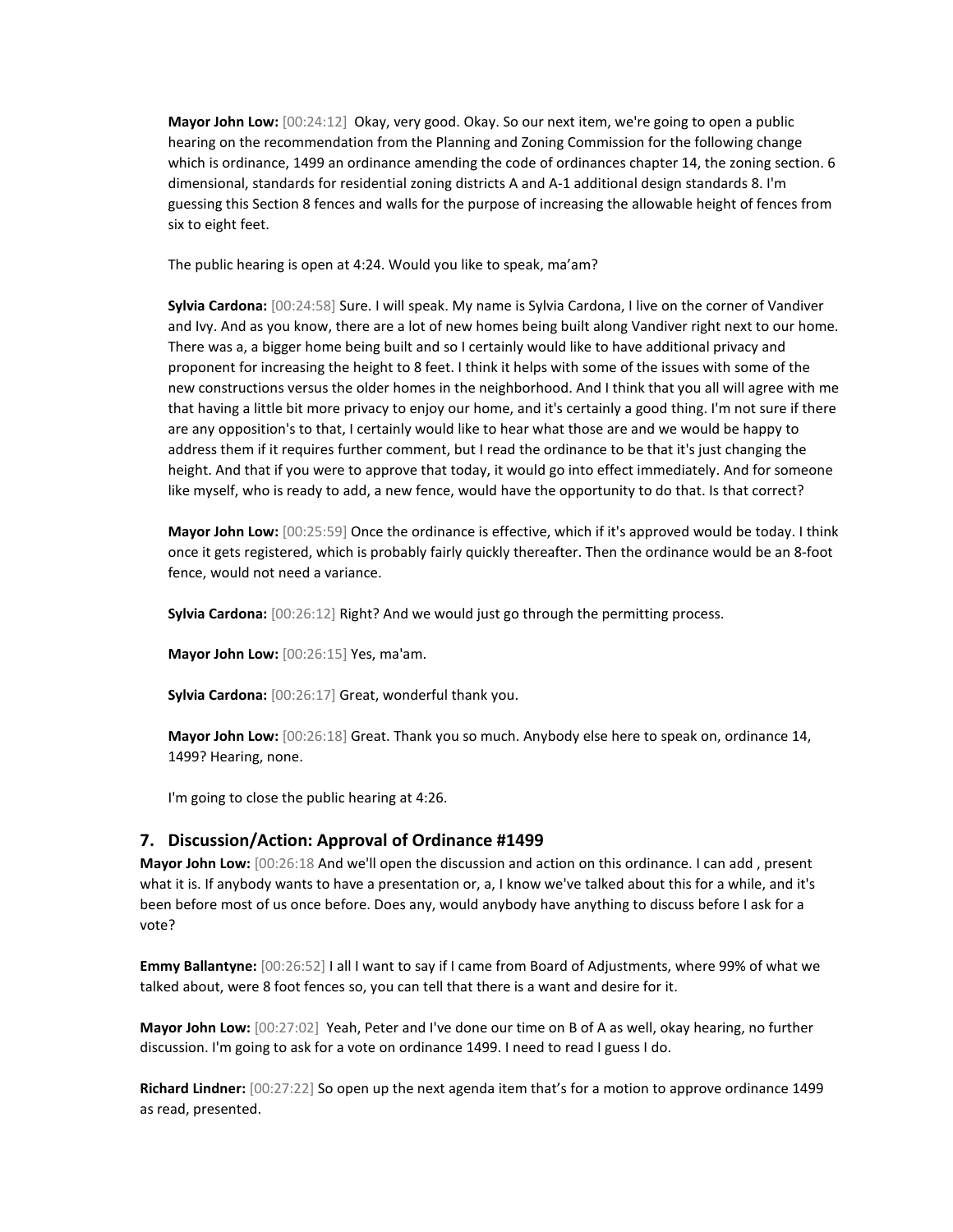**Mayor John Low:** [00:24:12] Okay, very good. Okay. So our next item, we're going to open a public hearing on the recommendation from the Planning and Zoning Commission for the following change which is ordinance, 1499 an ordinance amending the code of ordinances chapter 14, the zoning section. 6 dimensional, standards for residential zoning districts A and A-1 additional design standards 8. I'm guessing this Section 8 fences and walls for the purpose of increasing the allowable height of fences from six to eight feet.

The public hearing is open at 4:24. Would you like to speak, ma'am?

**Sylvia Cardona:** [00:24:58] Sure. I will speak. My name is Sylvia Cardona, I live on the corner of Vandiver and Ivy. And as you know, there are a lot of new homes being built along Vandiver right next to our home. There was a, a bigger home being built and so I certainly would like to have additional privacy and proponent for increasing the height to 8 feet. I think it helps with some of the issues with some of the new constructions versus the older homes in the neighborhood. And I think that you all will agree with me that having a little bit more privacy to enjoy our home, and it's certainly a good thing. I'm not sure if there are any opposition's to that, I certainly would like to hear what those are and we would be happy to address them if it requires further comment, but I read the ordinance to be that it's just changing the height. And that if you were to approve that today, it would go into effect immediately. And for someone like myself, who is ready to add, a new fence, would have the opportunity to do that. Is that correct?

**Mayor John Low:** [00:25:59] Once the ordinance is effective, which if it's approved would be today. I think once it gets registered, which is probably fairly quickly thereafter. Then the ordinance would be an 8-foot fence, would not need a variance.

**Sylvia Cardona:** [00:26:12] Right? And we would just go through the permitting process.

**Mayor John Low:** [00:26:15] Yes, ma'am.

**Sylvia Cardona:** [00:26:17] Great, wonderful thank you.

**Mayor John Low:** [00:26:18] Great. Thank you so much. Anybody else here to speak on, ordinance 14, 1499? Hearing, none.

I'm going to close the public hearing at 4:26.

## 7. Discussion/Action: Approval of Ordinance #1499

**Mayor John Low:** [00:26:18 And we'll open the discussion and action on this ordinance. I can add , present what it is. If anybody wants to have a presentation or, a, I know we've talked about this for a while, and it's been before most of us once before. Does any, would anybody have anything to discuss before I ask for a vote?

**Emmy Ballantyne:** [00:26:52] I all I want to say if I came from Board of Adjustments, where 99% of what we talked about, were 8 foot fences so, you can tell that there is a want and desire for it.

**Mayor John Low:** [00:27:02] Yeah, Peter and I've done our time on B of A as well, okay hearing, no further discussion. I'm going to ask for a vote on ordinance 1499. I need to read I guess I do.

**Richard Lindner:** [00:27:22] So open up the next agenda item that's for a motion to approve ordinance 1499 as read, presented.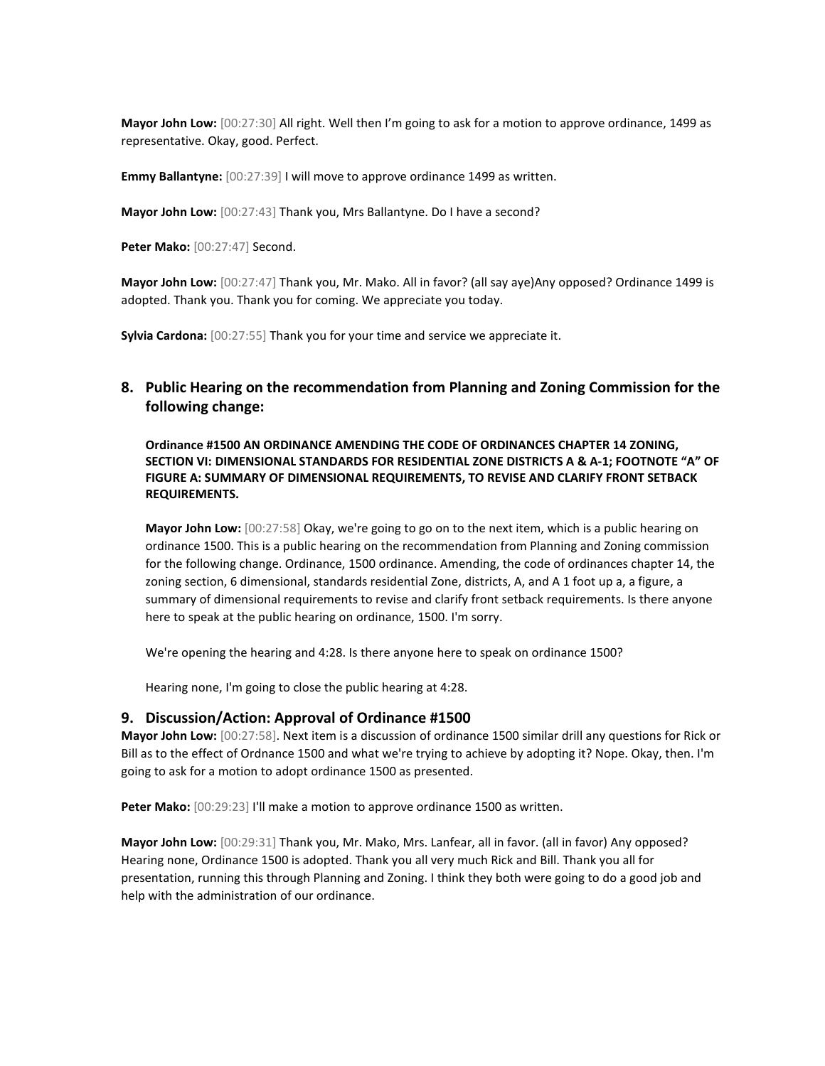**Mayor John Low:** [00:27:30] All right. Well then I'm going to ask for a motion to approve ordinance, 1499 as representative. Okay, good. Perfect.

**Emmy Ballantyne:** [00:27:39] I will move to approve ordinance 1499 as written.

**Mayor John Low:** [00:27:43] Thank you, Mrs Ballantyne. Do I have a second?

**Peter Mako:** [00:27:47] Second.

**Mayor John Low:** [00:27:47] Thank you, Mr. Mako. All in favor? (all say aye)Any opposed? Ordinance 1499 is adopted. Thank you. Thank you for coming. We appreciate you today.

**Sylvia Cardona:** [00:27:55] Thank you for your time and service we appreciate it.

## 8. Public Hearing on the recommendation from Planning and Zoning Commission for the following change:

**Ordinance #1500 AN ORDINANCE AMENDING THE CODE OF ORDINANCES CHAPTER 14 ZONING, SECTION VI: DIMENSIONAL STANDARDS FOR RESIDENTIAL ZONE DISTRICTS A & A-1; FOOTNOTE "A" OF FIGURE A: SUMMARY OF DIMENSIONAL REQUIREMENTS, TO REVISE AND CLARIFY FRONT SETBACK REQUIREMENTS.**

**Mayor John Low:** [00:27:58] Okay, we're going to go on to the next item, which is a public hearing on ordinance 1500. This is a public hearing on the recommendation from Planning and Zoning commission for the following change. Ordinance, 1500 ordinance. Amending, the code of ordinances chapter 14, the zoning section, 6 dimensional, standards residential Zone, districts, A, and A 1 foot up a, a figure, a summary of dimensional requirements to revise and clarify front setback requirements. Is there anyone here to speak at the public hearing on ordinance, 1500. I'm sorry.

We're opening the hearing and 4:28. Is there anyone here to speak on ordinance 1500?

Hearing none, I'm going to close the public hearing at 4:28.

## 9. Discussion/Action: Approval of Ordinance #1500

**Mayor John Low:** [00:27:58]. Next item is a discussion of ordinance 1500 similar drill any questions for Rick or Bill as to the effect of Ordnance 1500 and what we're trying to achieve by adopting it? Nope. Okay, then. I'm going to ask for a motion to adopt ordinance 1500 as presented.

**Peter Mako:** [00:29:23] I'll make a motion to approve ordinance 1500 as written.

**Mayor John Low:** [00:29:31] Thank you, Mr. Mako, Mrs. Lanfear, all in favor. (all in favor) Any opposed? Hearing none, Ordinance 1500 is adopted. Thank you all very much Rick and Bill. Thank you all for presentation, running this through Planning and Zoning. I think they both were going to do a good job and help with the administration of our ordinance.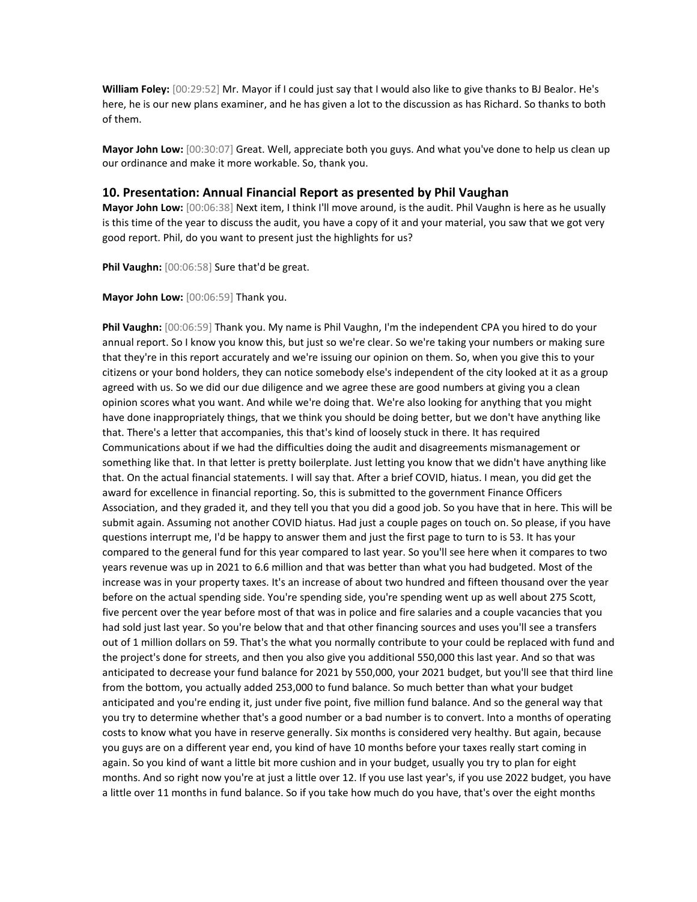**William Foley:** [00:29:52] Mr. Mayor if I could just say that I would also like to give thanks to BJ Bealor. He's here, he is our new plans examiner, and he has given a lot to the discussion as has Richard. So thanks to both of them.

**Mayor John Low:** [00:30:07] Great. Well, appreciate both you guys. And what you've done to help us clean up our ordinance and make it more workable. So, thank you.

## 10. Presentation: Annual Financial Report as presented by Phil Vaughan

**Mayor John Low:** [00:06:38] Next item, I think I'll move around, is the audit. Phil Vaughn is here as he usually is this time of the year to discuss the audit, you have a copy of it and your material, you saw that we got very good report. Phil, do you want to present just the highlights for us?

**Phil Vaughn:** [00:06:58] Sure that'd be great.

**Mayor John Low:** [00:06:59] Thank you.

**Phil Vaughn:** [00:06:59] Thank you. My name is Phil Vaughn, I'm the independent CPA you hired to do your annual report. So I know you know this, but just so we're clear. So we're taking your numbers or making sure that they're in this report accurately and we're issuing our opinion on them. So, when you give this to your citizens or your bond holders, they can notice somebody else's independent of the city looked at it as a group agreed with us. So we did our due diligence and we agree these are good numbers at giving you a clean opinion scores what you want. And while we're doing that. We're also looking for anything that you might have done inappropriately things, that we think you should be doing better, but we don't have anything like that. There's a letter that accompanies, this that's kind of loosely stuck in there. It has required Communications about if we had the difficulties doing the audit and disagreements mismanagement or something like that. In that letter is pretty boilerplate. Just letting you know that we didn't have anything like that. On the actual financial statements. I will say that. After a brief COVID, hiatus. I mean, you did get the award for excellence in financial reporting. So, this is submitted to the government Finance Officers Association, and they graded it, and they tell you that you did a good job. So you have that in here. This will be submit again. Assuming not another COVID hiatus. Had just a couple pages on touch on. So please, if you have questions interrupt me, I'd be happy to answer them and just the first page to turn to is 53. It has your compared to the general fund for this year compared to last year. So you'll see here when it compares to two years revenue was up in 2021 to 6.6 million and that was better than what you had budgeted. Most of the increase was in your property taxes. It's an increase of about two hundred and fifteen thousand over the year before on the actual spending side. You're spending side, you're spending went up as well about 275 Scott, five percent over the year before most of that was in police and fire salaries and a couple vacancies that you had sold just last year. So you're below that and that other financing sources and uses you'll see a transfers out of 1 million dollars on 59. That's the what you normally contribute to your could be replaced with fund and the project's done for streets, and then you also give you additional 550,000 this last year. And so that was anticipated to decrease your fund balance for 2021 by 550,000, your 2021 budget, but you'll see that third line from the bottom, you actually added 253,000 to fund balance. So much better than what your budget anticipated and you're ending it, just under five point, five million fund balance. And so the general way that you try to determine whether that's a good number or a bad number is to convert. Into a months of operating costs to know what you have in reserve generally. Six months is considered very healthy. But again, because you guys are on a different year end, you kind of have 10 months before your taxes really start coming in again. So you kind of want a little bit more cushion and in your budget, usually you try to plan for eight months. And so right now you're at just a little over 12. If you use last year's, if you use 2022 budget, you have a little over 11 months in fund balance. So if you take how much do you have, that's over the eight months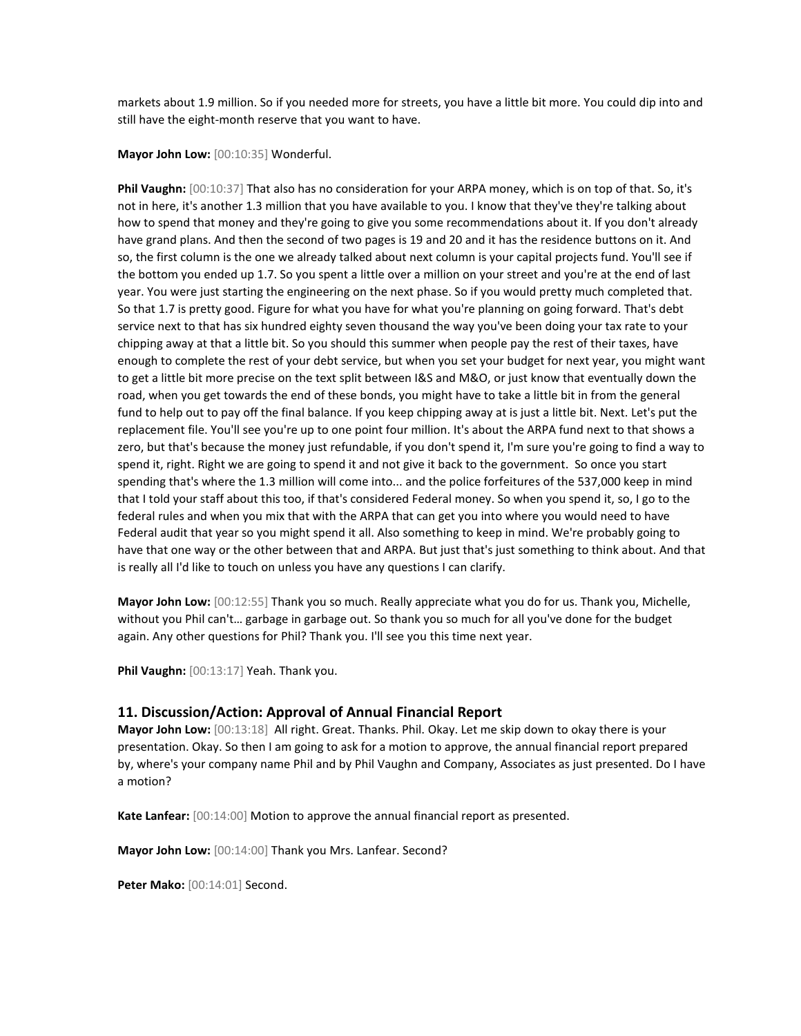markets about 1.9 million. So if you needed more for streets, you have a little bit more. You could dip into and still have the eight-month reserve that you want to have.

**Mayor John Low:** [00:10:35] Wonderful.

**Phil Vaughn:** [00:10:37] That also has no consideration for your ARPA money, which is on top of that. So, it's not in here, it's another 1.3 million that you have available to you. I know that they've they're talking about how to spend that money and they're going to give you some recommendations about it. If you don't already have grand plans. And then the second of two pages is 19 and 20 and it has the residence buttons on it. And so, the first column is the one we already talked about next column is your capital projects fund. You'll see if the bottom you ended up 1.7. So you spent a little over a million on your street and you're at the end of last year. You were just starting the engineering on the next phase. So if you would pretty much completed that. So that 1.7 is pretty good. Figure for what you have for what you're planning on going forward. That's debt service next to that has six hundred eighty seven thousand the way you've been doing your tax rate to your chipping away at that a little bit. So you should this summer when people pay the rest of their taxes, have enough to complete the rest of your debt service, but when you set your budget for next year, you might want to get a little bit more precise on the text split between I&S and M&O, or just know that eventually down the road, when you get towards the end of these bonds, you might have to take a little bit in from the general fund to help out to pay off the final balance. If you keep chipping away at is just a little bit. Next. Let's put the replacement file. You'll see you're up to one point four million. It's about the ARPA fund next to that shows a zero, but that's because the money just refundable, if you don't spend it, I'm sure you're going to find a way to spend it, right. Right we are going to spend it and not give it back to the government.  So once you start spending that's where the 1.3 million will come into... and the police forfeitures of the 537,000 keep in mind that I told your staff about this too, if that's considered Federal money. So when you spend it, so, I go to the federal rules and when you mix that with the ARPA that can get you into where you would need to have Federal audit that year so you might spend it all. Also something to keep in mind. We're probably going to have that one way or the other between that and ARPA. But just that's just something to think about. And that is really all I'd like to touch on unless you have any questions I can clarify.

**Mayor John Low:** [00:12:55] Thank you so much. Really appreciate what you do for us. Thank you, Michelle, without you Phil can't… garbage in garbage out. So thank you so much for all you've done for the budget again. Any other questions for Phil? Thank you. I'll see you this time next year.

**Phil Vaughn:** [00:13:17] Yeah. Thank you.

## 11. Discussion/Action: Approval of Annual Financial Report

**Mayor John Low:** [00:13:18]  All right. Great. Thanks. Phil. Okay. Let me skip down to okay there is your presentation. Okay. So then I am going to ask for a motion to approve, the annual financial report prepared by, where's your company name Phil and by Phil Vaughn and Company, Associates as just presented. Do I have a motion?

**Kate Lanfear:** [00:14:00] Motion to approve the annual financial report as presented.

**Mayor John Low:** [00:14:00] Thank you Mrs. Lanfear. Second?

**Peter Mako:** [00:14:01] Second.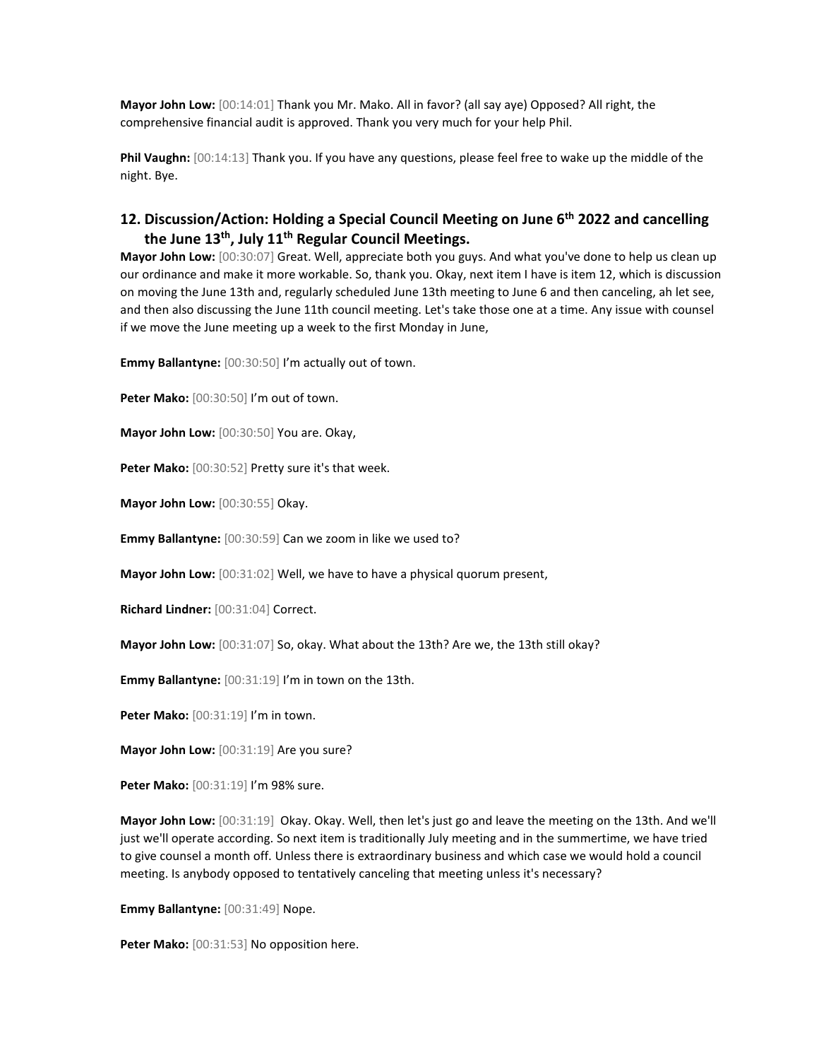**Mayor John Low:** [00:14:01] Thank you Mr. Mako. All in favor? (all say aye) Opposed? All right, the comprehensive financial audit is approved. Thank you very much for your help Phil.

**Phil Vaughn:** [00:14:13] Thank you. If you have any questions, please feel free to wake up the middle of the night. Bye.

## 12. Discussion/Action: Holding a Special Council Meeting on June 6th 2022 and cancelling the June 13th, July 11th Regular Council Meetings.

**Mayor John Low:** [00:30:07] Great. Well, appreciate both you guys. And what you've done to help us clean up our ordinance and make it more workable. So, thank you. Okay, next item I have is item 12, which is discussion on moving the June 13th and, regularly scheduled June 13th meeting to June 6 and then canceling, ah let see, and then also discussing the June 11th council meeting. Let's take those one at a time. Any issue with counsel if we move the June meeting up a week to the first Monday in June,

**Emmy Ballantyne:** [00:30:50] I'm actually out of town.

**Peter Mako:** [00:30:50] I'm out of town.

**Mayor John Low:** [00:30:50] You are. Okay,

**Peter Mako:** [00:30:52] Pretty sure it's that week.

**Mayor John Low:** [00:30:55] Okay.

**Emmy Ballantyne:** [00:30:59] Can we zoom in like we used to?

**Mayor John Low:** [00:31:02] Well, we have to have a physical quorum present,

**Richard Lindner:** [00:31:04] Correct.

**Mayor John Low:** [00:31:07] So, okay. What about the 13th? Are we, the 13th still okay?

**Emmy Ballantyne:** [00:31:19] I'm in town on the 13th.

**Peter Mako:** [00:31:19] I'm in town.

**Mayor John Low:** [00:31:19] Are you sure?

**Peter Mako:** [00:31:19] I'm 98% sure.

**Mayor John Low:** [00:31:19] Okay. Okay. Well, then let's just go and leave the meeting on the 13th. And we'll just we'll operate according. So next item is traditionally July meeting and in the summertime, we have tried to give counsel a month off. Unless there is extraordinary business and which case we would hold a council meeting. Is anybody opposed to tentatively canceling that meeting unless it's necessary?

**Emmy Ballantyne:** [00:31:49] Nope.

**Peter Mako:** [00:31:53] No opposition here.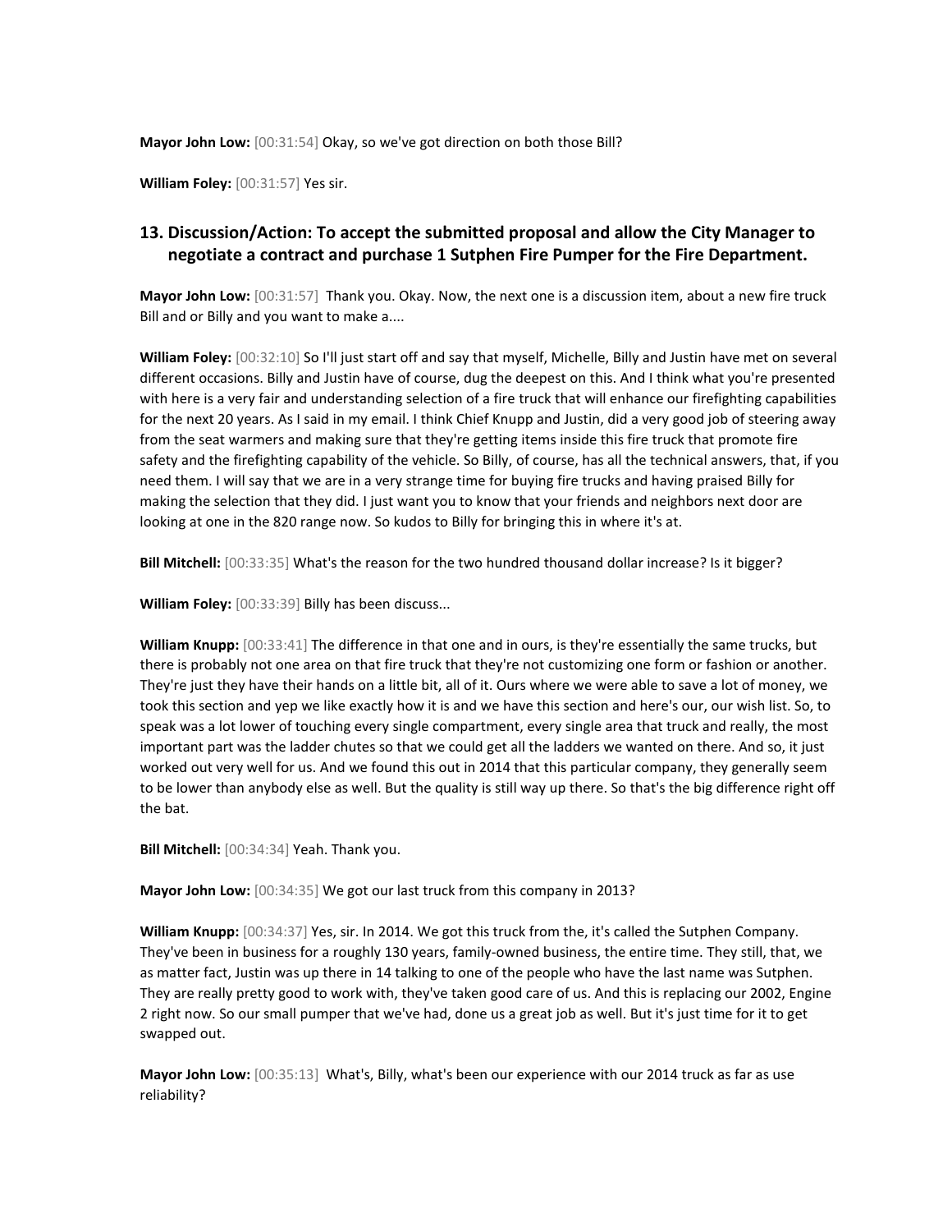**Mayor John Low:** [00:31:54] Okay, so we've got direction on both those Bill?

**William Foley:** [00:31:57] Yes sir.

## 13. Discussion/Action: To accept the submitted proposal and allow the City Manager to negotiate a contract and purchase 1 Sutphen Fire Pumper for the Fire Department.

**Mayor John Low:** [00:31:57] Thank you. Okay. Now, the next one is a discussion item, about a new fire truck Bill and or Billy and you want to make a....

**William Foley:** [00:32:10] So I'll just start off and say that myself, Michelle, Billy and Justin have met on several different occasions. Billy and Justin have of course, dug the deepest on this. And I think what you're presented with here is a very fair and understanding selection of a fire truck that will enhance our firefighting capabilities for the next 20 years. As I said in my email. I think Chief Knupp and Justin, did a very good job of steering away from the seat warmers and making sure that they're getting items inside this fire truck that promote fire safety and the firefighting capability of the vehicle. So Billy, of course, has all the technical answers, that, if you need them. I will say that we are in a very strange time for buying fire trucks and having praised Billy for making the selection that they did. I just want you to know that your friends and neighbors next door are looking at one in the 820 range now. So kudos to Billy for bringing this in where it's at.

**Bill Mitchell:** [00:33:35] What's the reason for the two hundred thousand dollar increase? Is it bigger?

**William Foley:** [00:33:39] Billy has been discuss...

**William Knupp:** [00:33:41] The difference in that one and in ours, is they're essentially the same trucks, but there is probably not one area on that fire truck that they're not customizing one form or fashion or another. They're just they have their hands on a little bit, all of it. Ours where we were able to save a lot of money, we took this section and yep we like exactly how it is and we have this section and here's our, our wish list. So, to speak was a lot lower of touching every single compartment, every single area that truck and really, the most important part was the ladder chutes so that we could get all the ladders we wanted on there. And so, it just worked out very well for us. And we found this out in 2014 that this particular company, they generally seem to be lower than anybody else as well. But the quality is still way up there. So that's the big difference right off the bat.

**Bill Mitchell:** [00:34:34] Yeah. Thank you.

**Mayor John Low:** [00:34:35] We got our last truck from this company in 2013?

**William Knupp:** [00:34:37] Yes, sir. In 2014. We got this truck from the, it's called the Sutphen Company. They've been in business for a roughly 130 years, family-owned business, the entire time. They still, that, we as matter fact, Justin was up there in 14 talking to one of the people who have the last name was Sutphen. They are really pretty good to work with, they've taken good care of us. And this is replacing our 2002, Engine 2 right now. So our small pumper that we've had, done us a great job as well. But it's just time for it to get swapped out.

**Mayor John Low:** [00:35:13] What's, Billy, what's been our experience with our 2014 truck as far as use reliability?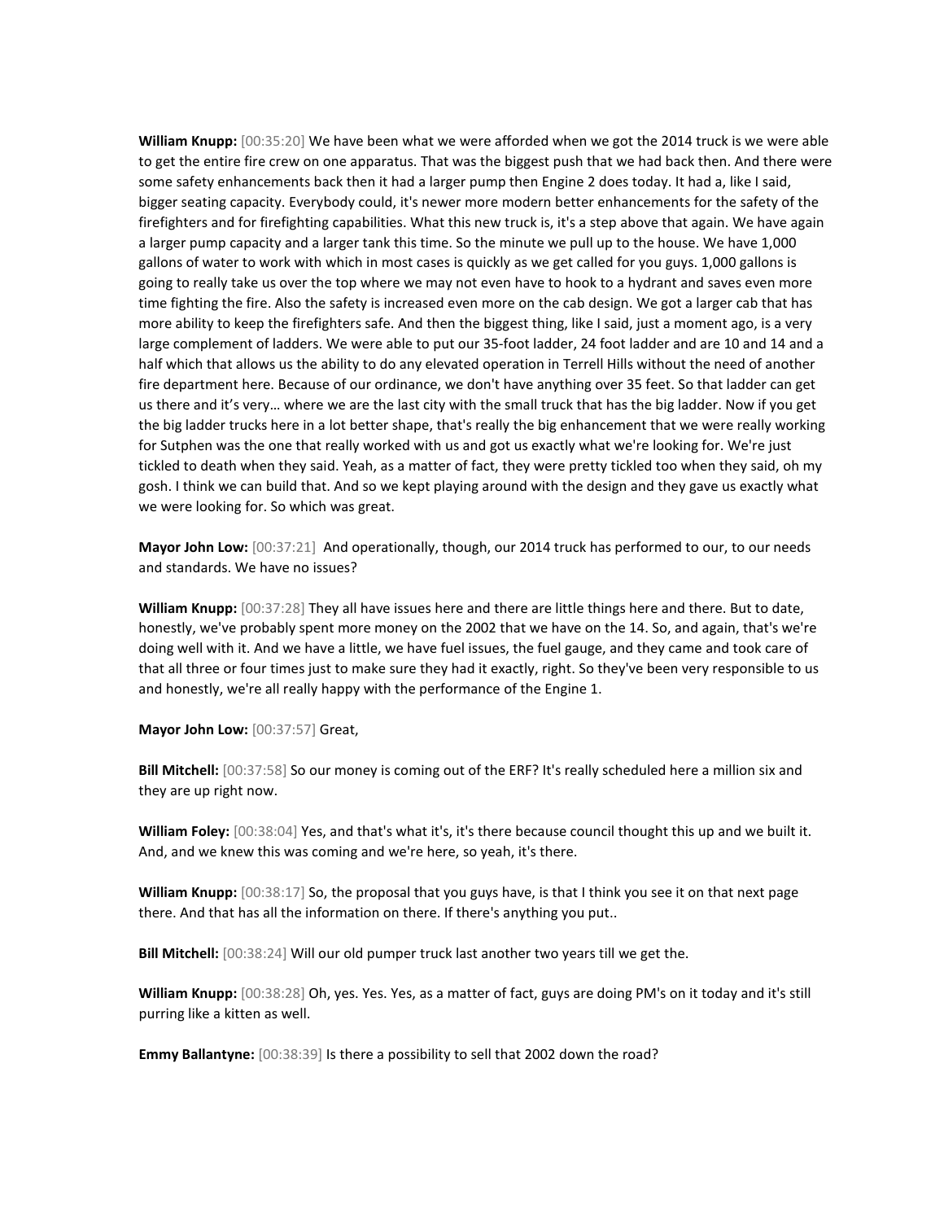**William Knupp:** [00:35:20] We have been what we were afforded when we got the 2014 truck is we were able to get the entire fire crew on one apparatus. That was the biggest push that we had back then. And there were some safety enhancements back then it had a larger pump then Engine 2 does today. It had a, like I said, bigger seating capacity. Everybody could, it's newer more modern better enhancements for the safety of the firefighters and for firefighting capabilities. What this new truck is, it's a step above that again. We have again a larger pump capacity and a larger tank this time. So the minute we pull up to the house. We have 1,000 gallons of water to work with which in most cases is quickly as we get called for you guys. 1,000 gallons is going to really take us over the top where we may not even have to hook to a hydrant and saves even more time fighting the fire. Also the safety is increased even more on the cab design. We got a larger cab that has more ability to keep the firefighters safe. And then the biggest thing, like I said, just a moment ago, is a very large complement of ladders. We were able to put our 35-foot ladder, 24 foot ladder and are 10 and 14 and a half which that allows us the ability to do any elevated operation in Terrell Hills without the need of another fire department here. Because of our ordinance, we don't have anything over 35 feet. So that ladder can get us there and it's very… where we are the last city with the small truck that has the big ladder. Now if you get the big ladder trucks here in a lot better shape, that's really the big enhancement that we were really working for Sutphen was the one that really worked with us and got us exactly what we're looking for. We're just tickled to death when they said. Yeah, as a matter of fact, they were pretty tickled too when they said, oh my gosh. I think we can build that. And so we kept playing around with the design and they gave us exactly what we were looking for. So which was great.

**Mayor John Low:** [00:37:21] And operationally, though, our 2014 truck has performed to our, to our needs and standards. We have no issues?

**William Knupp:** [00:37:28] They all have issues here and there are little things here and there. But to date, honestly, we've probably spent more money on the 2002 that we have on the 14. So, and again, that's we're doing well with it. And we have a little, we have fuel issues, the fuel gauge, and they came and took care of that all three or four times just to make sure they had it exactly, right. So they've been very responsible to us and honestly, we're all really happy with the performance of the Engine 1.

**Mayor John Low:** [00:37:57] Great,

**Bill Mitchell:** [00:37:58] So our money is coming out of the ERF? It's really scheduled here a million six and they are up right now.

**William Foley:** [00:38:04] Yes, and that's what it's, it's there because council thought this up and we built it. And, and we knew this was coming and we're here, so yeah, it's there.

**William Knupp:** [00:38:17] So, the proposal that you guys have, is that I think you see it on that next page there. And that has all the information on there. If there's anything you put..

**Bill Mitchell:** [00:38:24] Will our old pumper truck last another two years till we get the.

**William Knupp:** [00:38:28] Oh, yes. Yes. Yes, as a matter of fact, guys are doing PM's on it today and it's still purring like a kitten as well.

**Emmy Ballantyne:** [00:38:39] Is there a possibility to sell that 2002 down the road?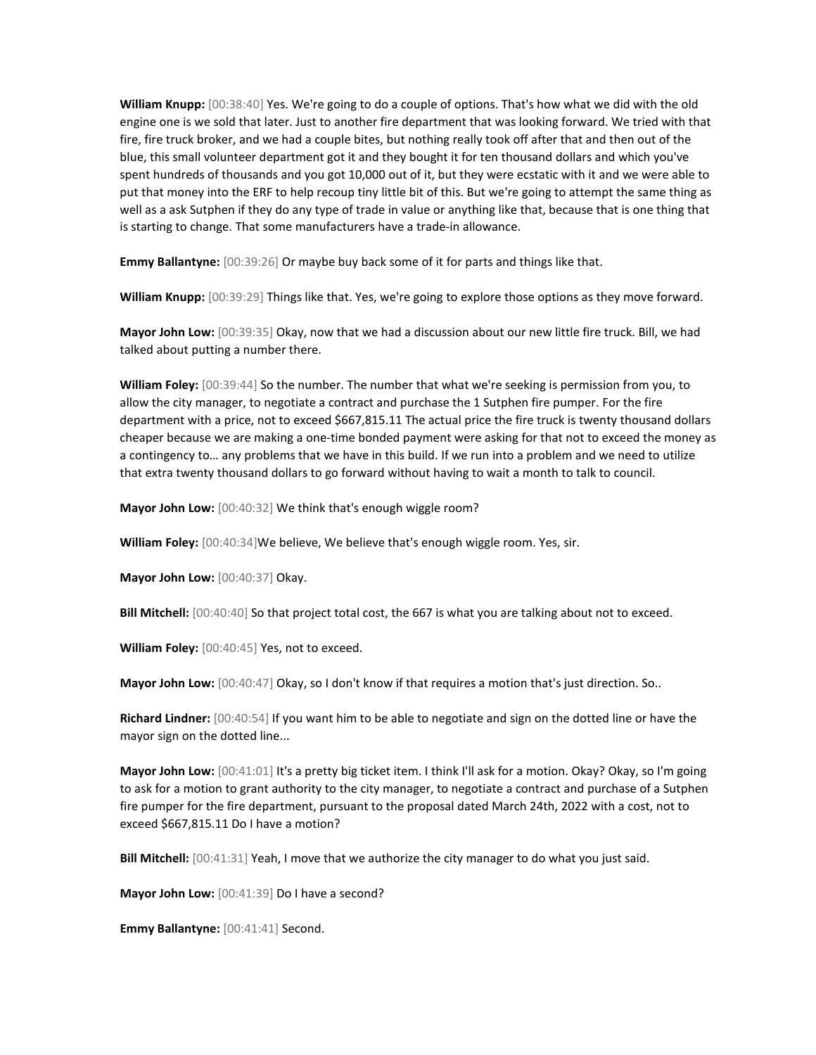**William Knupp:** [00:38:40] Yes. We're going to do a couple of options. That's how what we did with the old engine one is we sold that later. Just to another fire department that was looking forward. We tried with that fire, fire truck broker, and we had a couple bites, but nothing really took off after that and then out of the blue, this small volunteer department got it and they bought it for ten thousand dollars and which you've spent hundreds of thousands and you got 10,000 out of it, but they were ecstatic with it and we were able to put that money into the ERF to help recoup tiny little bit of this. But we're going to attempt the same thing as well as a ask Sutphen if they do any type of trade in value or anything like that, because that is one thing that is starting to change. That some manufacturers have a trade-in allowance.

**Emmy Ballantyne:** [00:39:26] Or maybe buy back some of it for parts and things like that.

**William Knupp:** [00:39:29] Things like that. Yes, we're going to explore those options as they move forward.

**Mayor John Low:** [00:39:35] Okay, now that we had a discussion about our new little fire truck. Bill, we had talked about putting a number there.

**William Foley:** [00:39:44] So the number. The number that what we're seeking is permission from you, to allow the city manager, to negotiate a contract and purchase the 1 Sutphen fire pumper. For the fire department with a price, not to exceed $667,815.11 The actual price the fire truck is twenty thousand dollars cheaper because we are making a one-time bonded payment were asking for that not to exceed the money as a contingency to… any problems that we have in this build. If we run into a problem and we need to utilize that extra twenty thousand dollars to go forward without having to wait a month to talk to council.

**Mayor John Low:** [00:40:32] We think that's enough wiggle room?

**William Foley:** [00:40:34]We believe, We believe that's enough wiggle room. Yes, sir.

**Mayor John Low:** [00:40:37] Okay.

**Bill Mitchell:** [00:40:40] So that project total cost, the 667 is what you are talking about not to exceed.

**William Foley:** [00:40:45] Yes, not to exceed.

**Mayor John Low:** [00:40:47] Okay, so I don't know if that requires a motion that's just direction. So..

**Richard Lindner:** [00:40:54] If you want him to be able to negotiate and sign on the dotted line or have the mayor sign on the dotted line...

**Mayor John Low:** [00:41:01] It's a pretty big ticket item. I think I'll ask for a motion. Okay? Okay, so I'm going to ask for a motion to grant authority to the city manager, to negotiate a contract and purchase of a Sutphen fire pumper for the fire department, pursuant to the proposal dated March 24th, 2022 with a cost, not to exceed $667,815.11 Do I have a motion?

**Bill Mitchell:** [00:41:31] Yeah, I move that we authorize the city manager to do what you just said.

**Mayor John Low:** [00:41:39] Do I have a second?

**Emmy Ballantyne:** [00:41:41] Second.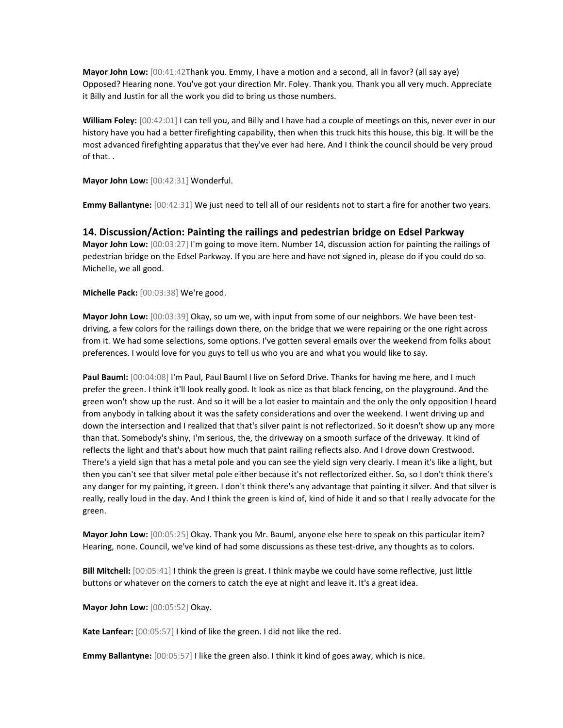**Mayor John Low:** [00:41:42Thank you. Emmy, I have a motion and a second, all in favor? (all say aye) Opposed? Hearing none. You've got your direction Mr. Foley. Thank you. Thank you all very much. Appreciate it Billy and Justin for all the work you did to bring us those numbers.

**William Foley:** [00:42:01] I can tell you, and Billy and I have had a couple of meetings on this, never ever in our history have you had a better firefighting capability, then when this truck hits this house, this big. It will be the most advanced firefighting apparatus that they've ever had here. And I think the council should be very proud of that. .

**Mayor John Low:** [00:42:31] Wonderful.

**Emmy Ballantyne:** [00:42:31] We just need to tell all of our residents not to start a fire for another two years.

## 14. Discussion/Action: Painting the railings and pedestrian bridge on Edsel Parkway

**Mayor John Low:** [00:03:27] I'm going to move item. Number 14, discussion action for painting the railings of pedestrian bridge on the Edsel Parkway. If you are here and have not signed in, please do if you could do so. Michelle, we all good.

**Michelle Pack:** [00:03:38] We're good.

**Mayor John Low:** [00:03:39] Okay, so um we, with input from some of our neighbors. We have been test-driving, a few colors for the railings down there, on the bridge that we were repairing or the one right across from it. We had some selections, some options. I've gotten several emails over the weekend from folks about preferences. I would love for you guys to tell us who you are and what you would like to say.

**Paul Bauml:** [00:04:08] I'm Paul, Paul Bauml I live on Seford Drive. Thanks for having me here, and I much prefer the green. I think it'll look really good. It look as nice as that black fencing, on the playground. And the green won't show up the rust. And so it will be a lot easier to maintain and the only the only opposition I heard from anybody in talking about it was the safety considerations and over the weekend. I went driving up and down the intersection and I realized that that's silver paint is not reflectorized. So it doesn't show up any more than that. Somebody's shiny, I'm serious, the, the driveway on a smooth surface of the driveway. It kind of reflects the light and that's about how much that paint railing reflects also. And I drove down Crestwood. There's a yield sign that has a metal pole and you can see the yield sign very clearly. I mean it's like a light, but then you can't see that silver metal pole either because it's not reflectorized either. So, so I don't think there's any danger for my painting, it green. I don't think there's any advantage that painting it silver. And that silver is really, really loud in the day. And I think the green is kind of, kind of hide it and so that I really advocate for the green.

**Mayor John Low:** [00:05:25] Okay. Thank you Mr. Bauml, anyone else here to speak on this particular item? Hearing, none. Council, we've kind of had some discussions as these test-drive, any thoughts as to colors.

**Bill Mitchell:** [00:05:41] I think the green is great. I think maybe we could have some reflective, just little buttons or whatever on the corners to catch the eye at night and leave it. It's a great idea.

**Mayor John Low:** [00:05:52] Okay.

**Kate Lanfear:** [00:05:57] I kind of like the green. I did not like the red.

**Emmy Ballantyne:** [00:05:57] I like the green also. I think it kind of goes away, which is nice.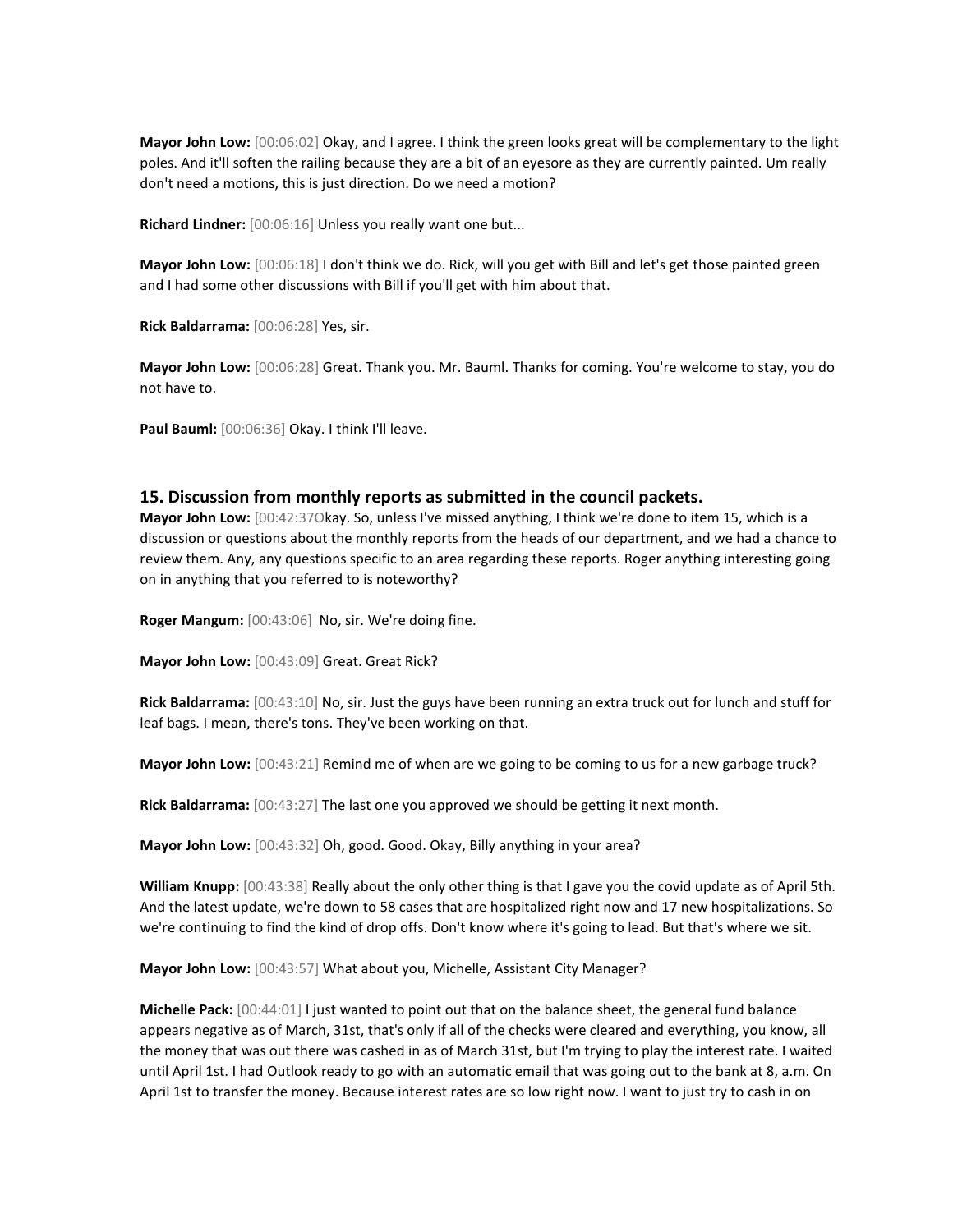**Mayor John Low:** [00:06:02] Okay, and I agree. I think the green looks great will be complementary to the light poles. And it'll soften the railing because they are a bit of an eyesore as they are currently painted. Um really don't need a motions, this is just direction. Do we need a motion?

**Richard Lindner:** [00:06:16] Unless you really want one but...

**Mayor John Low:** [00:06:18] I don't think we do. Rick, will you get with Bill and let's get those painted green and I had some other discussions with Bill if you'll get with him about that.

**Rick Baldarrama:** [00:06:28] Yes, sir.

**Mayor John Low:** [00:06:28] Great. Thank you. Mr. Bauml. Thanks for coming. You're welcome to stay, you do not have to.

**Paul Bauml:** [00:06:36] Okay. I think I'll leave.

## 15. Discussion from monthly reports as submitted in the council packets.

**Mayor John Low:** [00:42:37Okay. So, unless I've missed anything, I think we're done to item 15, which is a discussion or questions about the monthly reports from the heads of our department, and we had a chance to review them. Any, any questions specific to an area regarding these reports. Roger anything interesting going on in anything that you referred to is noteworthy?

**Roger Mangum:** [00:43:06] No, sir. We're doing fine.

**Mayor John Low:** [00:43:09] Great. Great Rick?

**Rick Baldarrama:** [00:43:10] No, sir. Just the guys have been running an extra truck out for lunch and stuff for leaf bags. I mean, there's tons. They've been working on that.

**Mayor John Low:** [00:43:21] Remind me of when are we going to be coming to us for a new garbage truck?

**Rick Baldarrama:** [00:43:27] The last one you approved we should be getting it next month.

**Mayor John Low:** [00:43:32] Oh, good. Good. Okay, Billy anything in your area?

**William Knupp:** [00:43:38] Really about the only other thing is that I gave you the covid update as of April 5th. And the latest update, we're down to 58 cases that are hospitalized right now and 17 new hospitalizations. So we're continuing to find the kind of drop offs. Don't know where it's going to lead. But that's where we sit.

**Mayor John Low:** [00:43:57] What about you, Michelle, Assistant City Manager?

**Michelle Pack:** [00:44:01] I just wanted to point out that on the balance sheet, the general fund balance appears negative as of March, 31st, that's only if all of the checks were cleared and everything, you know, all the money that was out there was cashed in as of March 31st, but I'm trying to play the interest rate. I waited until April 1st. I had Outlook ready to go with an automatic email that was going out to the bank at 8, a.m. On April 1st to transfer the money. Because interest rates are so low right now. I want to just try to cash in on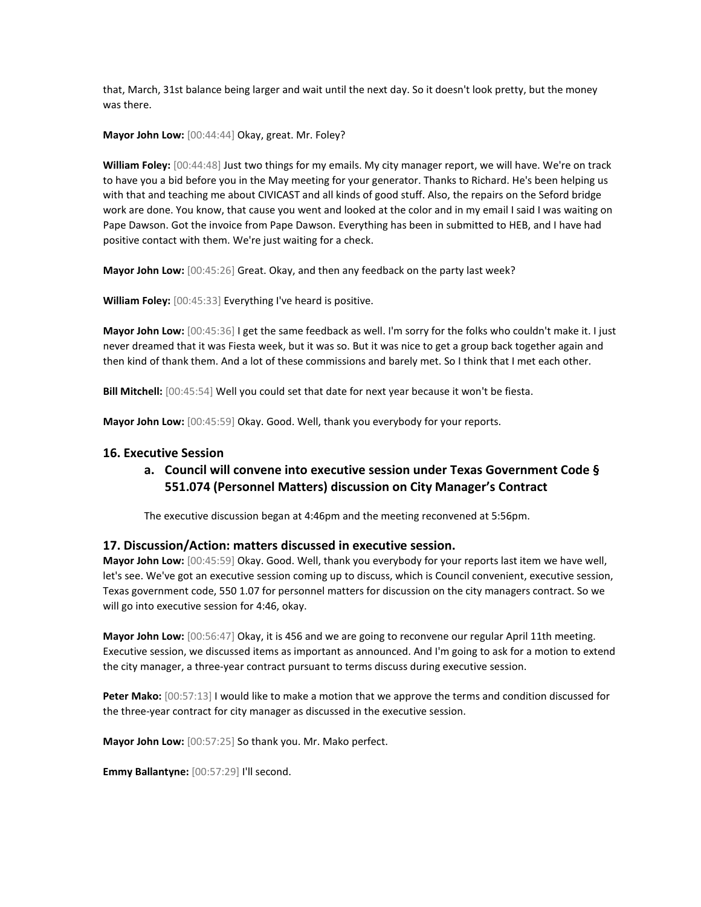that, March, 31st balance being larger and wait until the next day. So it doesn't look pretty, but the money was there.

**Mayor John Low:** [00:44:44] Okay, great. Mr. Foley?

**William Foley:** [00:44:48] Just two things for my emails. My city manager report, we will have. We're on track to have you a bid before you in the May meeting for your generator. Thanks to Richard. He's been helping us with that and teaching me about CIVICAST and all kinds of good stuff. Also, the repairs on the Seford bridge work are done. You know, that cause you went and looked at the color and in my email I said I was waiting on Pape Dawson. Got the invoice from Pape Dawson. Everything has been in submitted to HEB, and I have had positive contact with them. We're just waiting for a check.

**Mayor John Low:** [00:45:26] Great. Okay, and then any feedback on the party last week?

**William Foley:** [00:45:33] Everything I've heard is positive.

**Mayor John Low:** [00:45:36] I get the same feedback as well. I'm sorry for the folks who couldn't make it. I just never dreamed that it was Fiesta week, but it was so. But it was nice to get a group back together again and then kind of thank them. And a lot of these commissions and barely met. So I think that I met each other.

**Bill Mitchell:** [00:45:54] Well you could set that date for next year because it won't be fiesta.

**Mayor John Low:** [00:45:59] Okay. Good. Well, thank you everybody for your reports.

## 16. Executive Session

### a. Council will convene into executive session under Texas Government Code § 551.074 (Personnel Matters) discussion on City Manager's Contract

The executive discussion began at 4:46pm and the meeting reconvened at 5:56pm.

## 17. Discussion/Action: matters discussed in executive session.

**Mayor John Low:** [00:45:59] Okay. Good. Well, thank you everybody for your reports last item we have well, let's see. We've got an executive session coming up to discuss, which is Council convenient, executive session, Texas government code, 550 1.07 for personnel matters for discussion on the city managers contract. So we will go into executive session for 4:46, okay.

**Mayor John Low:** [00:56:47] Okay, it is 456 and we are going to reconvene our regular April 11th meeting. Executive session, we discussed items as important as announced. And I'm going to ask for a motion to extend the city manager, a three-year contract pursuant to terms discuss during executive session.

**Peter Mako:** [00:57:13] I would like to make a motion that we approve the terms and condition discussed for the three-year contract for city manager as discussed in the executive session.

**Mayor John Low:** [00:57:25] So thank you. Mr. Mako perfect.

**Emmy Ballantyne:** [00:57:29] I'll second.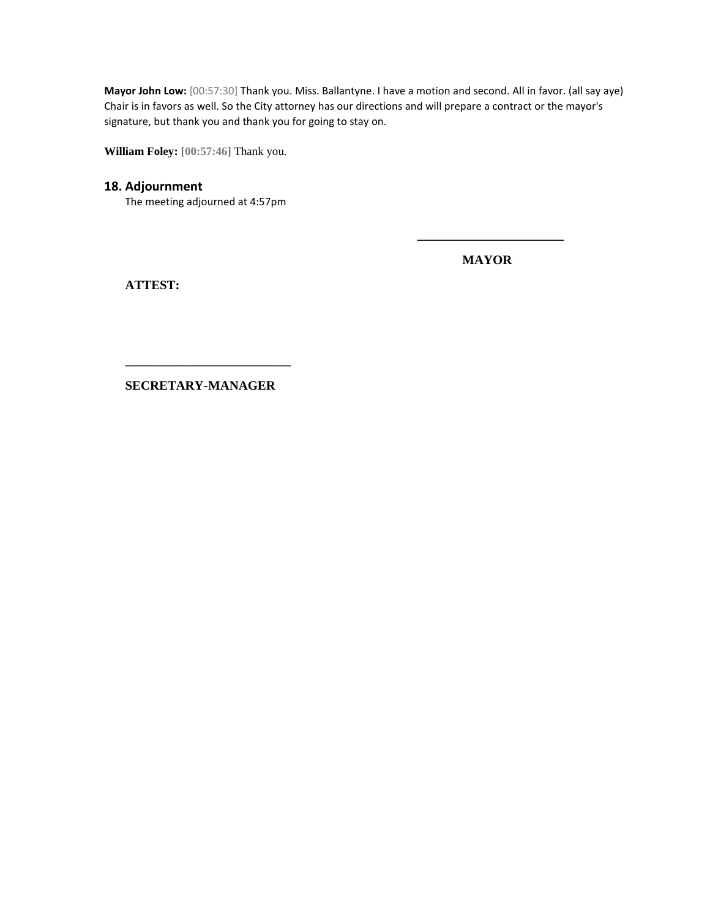**Mayor John Low:** [00:57:30] Thank you. Miss. Ballantyne. I have a motion and second. All in favor. (all say aye) Chair is in favors as well. So the City attorney has our directions and will prepare a contract or the mayor's signature, but thank you and thank you for going to stay on.

**William Foley:** [00:57:46] Thank you.

## 18. Adjournment

The meeting adjourned at 4:57pm

\_\_\_\_\_\_\_\_\_\_\_\_\_\_\_\_\_\_\_\_\_\_\_\_

**MAYOR**

**ATTEST:**

\_\_\_\_\_\_\_\_\_\_\_\_\_\_\_\_\_\_\_\_\_\_\_\_\_\_\_

**SECRETARY-MANAGER**